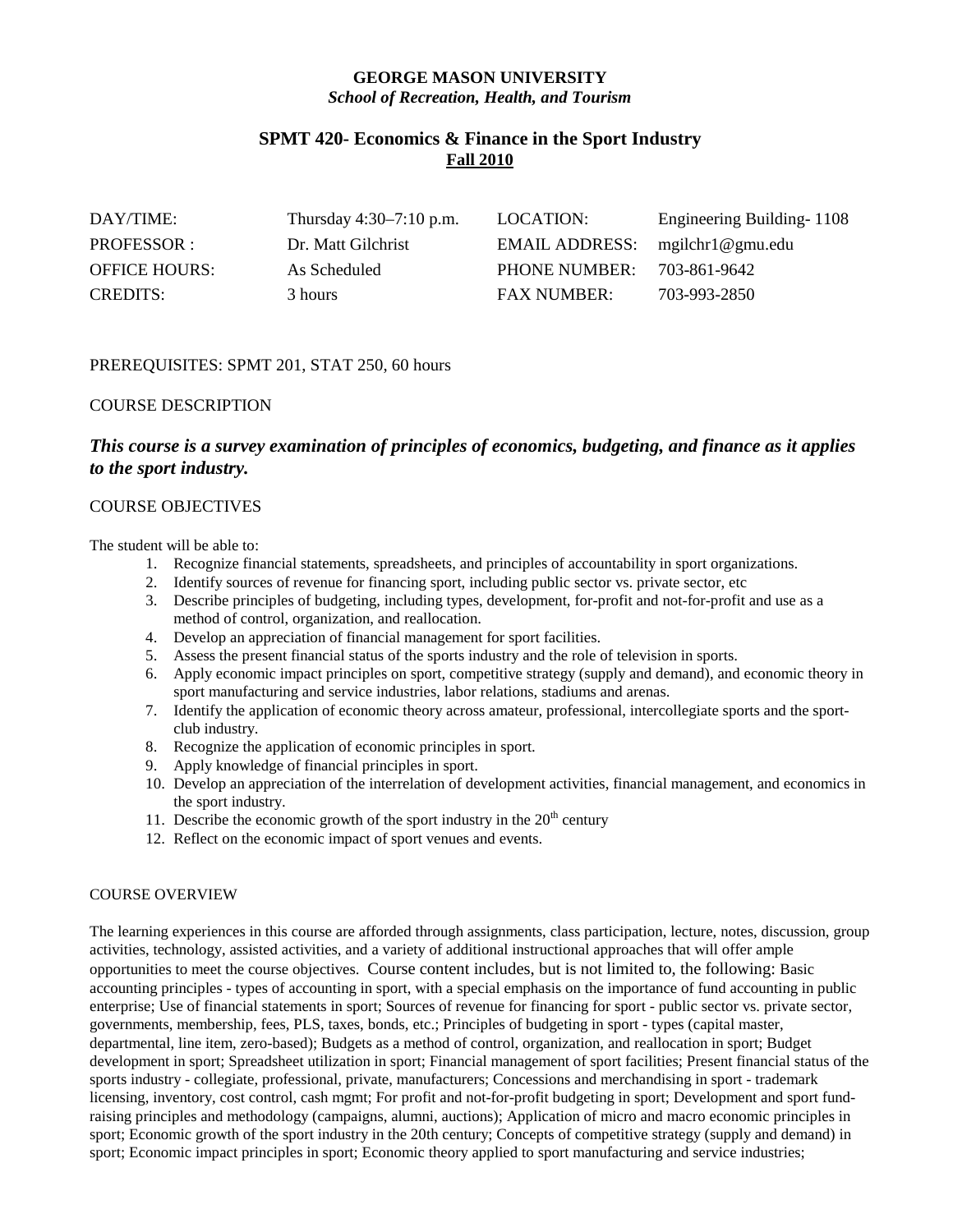**GEORGE MASON UNIVERSITY**
***School of Recreation, Health, and Tourism***

# SPMT 420- Economics & Finance in the Sport Industry

**Fall 2010**

| | | | |
|---|---|---|---|
| DAY/TIME: | Thursday 4:30–7:10 p.m. | LOCATION: | Engineering Building- 1108 |
| PROFESSOR : | Dr. Matt Gilchrist | EMAIL ADDRESS: | mgilchr1@gmu.edu |
| OFFICE HOURS: | As Scheduled | PHONE NUMBER: | 703-861-9642 |
| CREDITS: | 3 hours | FAX NUMBER: | 703-993-2850 |

PREREQUISITES: SPMT 201, STAT 250, 60 hours

## COURSE DESCRIPTION

***This course is a survey examination of principles of economics, budgeting, and finance as it applies to the sport industry.***

## COURSE OBJECTIVES

The student will be able to:

1. Recognize financial statements, spreadsheets, and principles of accountability in sport organizations.
2. Identify sources of revenue for financing sport, including public sector vs. private sector, etc
3. Describe principles of budgeting, including types, development, for-profit and not-for-profit and use as a method of control, organization, and reallocation.
4. Develop an appreciation of financial management for sport facilities.
5. Assess the present financial status of the sports industry and the role of television in sports.
6. Apply economic impact principles on sport, competitive strategy (supply and demand), and economic theory in sport manufacturing and service industries, labor relations, stadiums and arenas.
7. Identify the application of economic theory across amateur, professional, intercollegiate sports and the sport-club industry.
8. Recognize the application of economic principles in sport.
9. Apply knowledge of financial principles in sport.
10. Develop an appreciation of the interrelation of development activities, financial management, and economics in the sport industry.
11. Describe the economic growth of the sport industry in the 20th century
12. Reflect on the economic impact of sport venues and events.

## COURSE OVERVIEW

The learning experiences in this course are afforded through assignments, class participation, lecture, notes, discussion, group activities, technology, assisted activities, and a variety of additional instructional approaches that will offer ample opportunities to meet the course objectives. Course content includes, but is not limited to, the following: Basic accounting principles - types of accounting in sport, with a special emphasis on the importance of fund accounting in public enterprise; Use of financial statements in sport; Sources of revenue for financing for sport - public sector vs. private sector, governments, membership, fees, PLS, taxes, bonds, etc.; Principles of budgeting in sport - types (capital master, departmental, line item, zero-based); Budgets as a method of control, organization, and reallocation in sport; Budget development in sport; Spreadsheet utilization in sport; Financial management of sport facilities; Present financial status of the sports industry - collegiate, professional, private, manufacturers; Concessions and merchandising in sport - trademark licensing, inventory, cost control, cash mgmt; For profit and not-for-profit budgeting in sport; Development and sport fund-raising principles and methodology (campaigns, alumni, auctions); Application of micro and macro economic principles in sport; Economic growth of the sport industry in the 20th century; Concepts of competitive strategy (supply and demand) in sport; Economic impact principles in sport; Economic theory applied to sport manufacturing and service industries;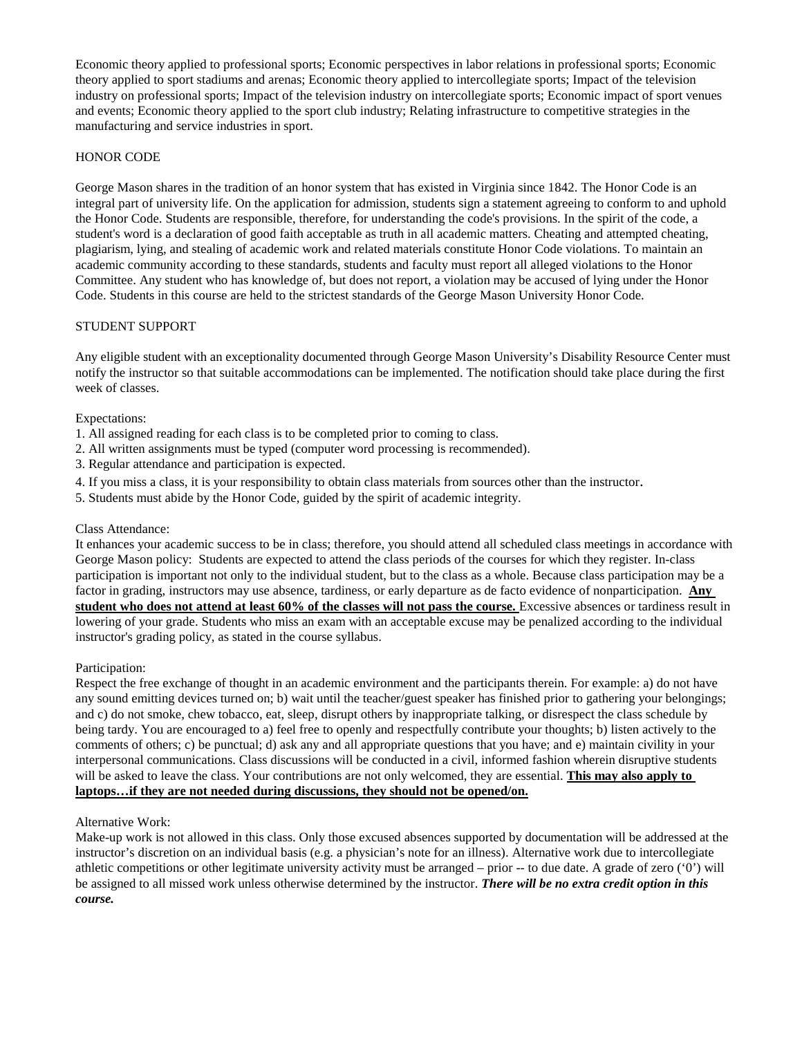Economic theory applied to professional sports; Economic perspectives in labor relations in professional sports; Economic theory applied to sport stadiums and arenas; Economic theory applied to intercollegiate sports; Impact of the television industry on professional sports; Impact of the television industry on intercollegiate sports; Economic impact of sport venues and events; Economic theory applied to the sport club industry; Relating infrastructure to competitive strategies in the manufacturing and service industries in sport.

## HONOR CODE

George Mason shares in the tradition of an honor system that has existed in Virginia since 1842. The Honor Code is an integral part of university life. On the application for admission, students sign a statement agreeing to conform to and uphold the Honor Code. Students are responsible, therefore, for understanding the code's provisions. In the spirit of the code, a student's word is a declaration of good faith acceptable as truth in all academic matters. Cheating and attempted cheating, plagiarism, lying, and stealing of academic work and related materials constitute Honor Code violations. To maintain an academic community according to these standards, students and faculty must report all alleged violations to the Honor Committee. Any student who has knowledge of, but does not report, a violation may be accused of lying under the Honor Code. Students in this course are held to the strictest standards of the George Mason University Honor Code.

## STUDENT SUPPORT

Any eligible student with an exceptionality documented through George Mason University's Disability Resource Center must notify the instructor so that suitable accommodations can be implemented. The notification should take place during the first week of classes.

Expectations:

1. All assigned reading for each class is to be completed prior to coming to class.
2. All written assignments must be typed (computer word processing is recommended).
3. Regular attendance and participation is expected.
4. If you miss a class, it is your responsibility to obtain class materials from sources other than the instructor.
5. Students must abide by the Honor Code, guided by the spirit of academic integrity.

Class Attendance:
It enhances your academic success to be in class; therefore, you should attend all scheduled class meetings in accordance with George Mason policy: Students are expected to attend the class periods of the courses for which they register. In-class participation is important not only to the individual student, but to the class as a whole. Because class participation may be a factor in grading, instructors may use absence, tardiness, or early departure as de facto evidence of nonparticipation. **Any student who does not attend at least 60% of the classes will not pass the course.** Excessive absences or tardiness result in lowering of your grade. Students who miss an exam with an acceptable excuse may be penalized according to the individual instructor's grading policy, as stated in the course syllabus.

Participation:
Respect the free exchange of thought in an academic environment and the participants therein. For example: a) do not have any sound emitting devices turned on; b) wait until the teacher/guest speaker has finished prior to gathering your belongings; and c) do not smoke, chew tobacco, eat, sleep, disrupt others by inappropriate talking, or disrespect the class schedule by being tardy. You are encouraged to a) feel free to openly and respectfully contribute your thoughts; b) listen actively to the comments of others; c) be punctual; d) ask any and all appropriate questions that you have; and e) maintain civility in your interpersonal communications. Class discussions will be conducted in a civil, informed fashion wherein disruptive students will be asked to leave the class. Your contributions are not only welcomed, they are essential. **This may also apply to laptops…if they are not needed during discussions, they should not be opened/on.**

Alternative Work:
Make-up work is not allowed in this class. Only those excused absences supported by documentation will be addressed at the instructor's discretion on an individual basis (e.g. a physician's note for an illness). Alternative work due to intercollegiate athletic competitions or other legitimate university activity must be arranged – prior -- to due date. A grade of zero ('0') will be assigned to all missed work unless otherwise determined by the instructor. ***There will be no extra credit option in this course.***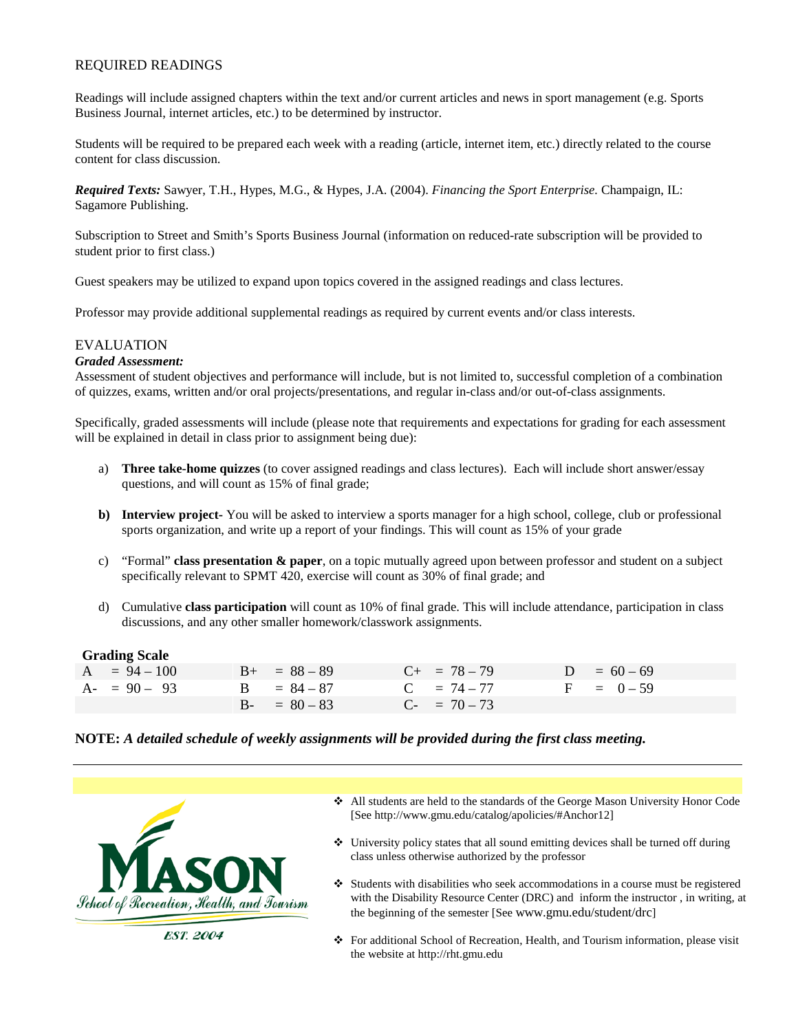## REQUIRED READINGS

Readings will include assigned chapters within the text and/or current articles and news in sport management (e.g. Sports Business Journal, internet articles, etc.) to be determined by instructor.

Students will be required to be prepared each week with a reading (article, internet item, etc.) directly related to the course content for class discussion.

***Required Texts:*** Sawyer, T.H., Hypes, M.G., & Hypes, J.A. (2004). *Financing the Sport Enterprise.* Champaign, IL: Sagamore Publishing.

Subscription to Street and Smith's Sports Business Journal (information on reduced-rate subscription will be provided to student prior to first class.)

Guest speakers may be utilized to expand upon topics covered in the assigned readings and class lectures.

Professor may provide additional supplemental readings as required by current events and/or class interests.

## EVALUATION

***Graded Assessment:***

Assessment of student objectives and performance will include, but is not limited to, successful completion of a combination of quizzes, exams, written and/or oral projects/presentations, and regular in-class and/or out-of-class assignments.

Specifically, graded assessments will include (please note that requirements and expectations for grading for each assessment will be explained in detail in class prior to assignment being due):

a) **Three take-home quizzes** (to cover assigned readings and class lectures). Each will include short answer/essay questions, and will count as 15% of final grade;

**b) Interview project**- You will be asked to interview a sports manager for a high school, college, club or professional sports organization, and write up a report of your findings. This will count as 15% of your grade

c) "Formal" **class presentation & paper**, on a topic mutually agreed upon between professor and student on a subject specifically relevant to SPMT 420, exercise will count as 30% of final grade; and

d) Cumulative **class participation** will count as 10% of final grade. This will include attendance, participation in class discussions, and any other smaller homework/classwork assignments.

**Grading Scale**

| | | | |
|---|---|---|---|
| A = 94 – 100 | B+ = 88 – 89 | C+ = 78 – 79 | D = 60 – 69 |
| A- = 90 – 93 | B = 84 – 87 | C = 74 – 77 | F = 0 – 59 |
| | B- = 80 – 83 | C- = 70 – 73 | |

**NOTE:** ***A detailed schedule of weekly assignments will be provided during the first class meeting.***

---

MASON School of Recreation, Health, and Tourism EST. 2004

- All students are held to the standards of the George Mason University Honor Code [See http://www.gmu.edu/catalog/apolicies/#Anchor12]
- University policy states that all sound emitting devices shall be turned off during class unless otherwise authorized by the professor
- Students with disabilities who seek accommodations in a course must be registered with the Disability Resource Center (DRC) and inform the instructor , in writing, at the beginning of the semester [See www.gmu.edu/student/drc]
- For additional School of Recreation, Health, and Tourism information, please visit the website at http://rht.gmu.edu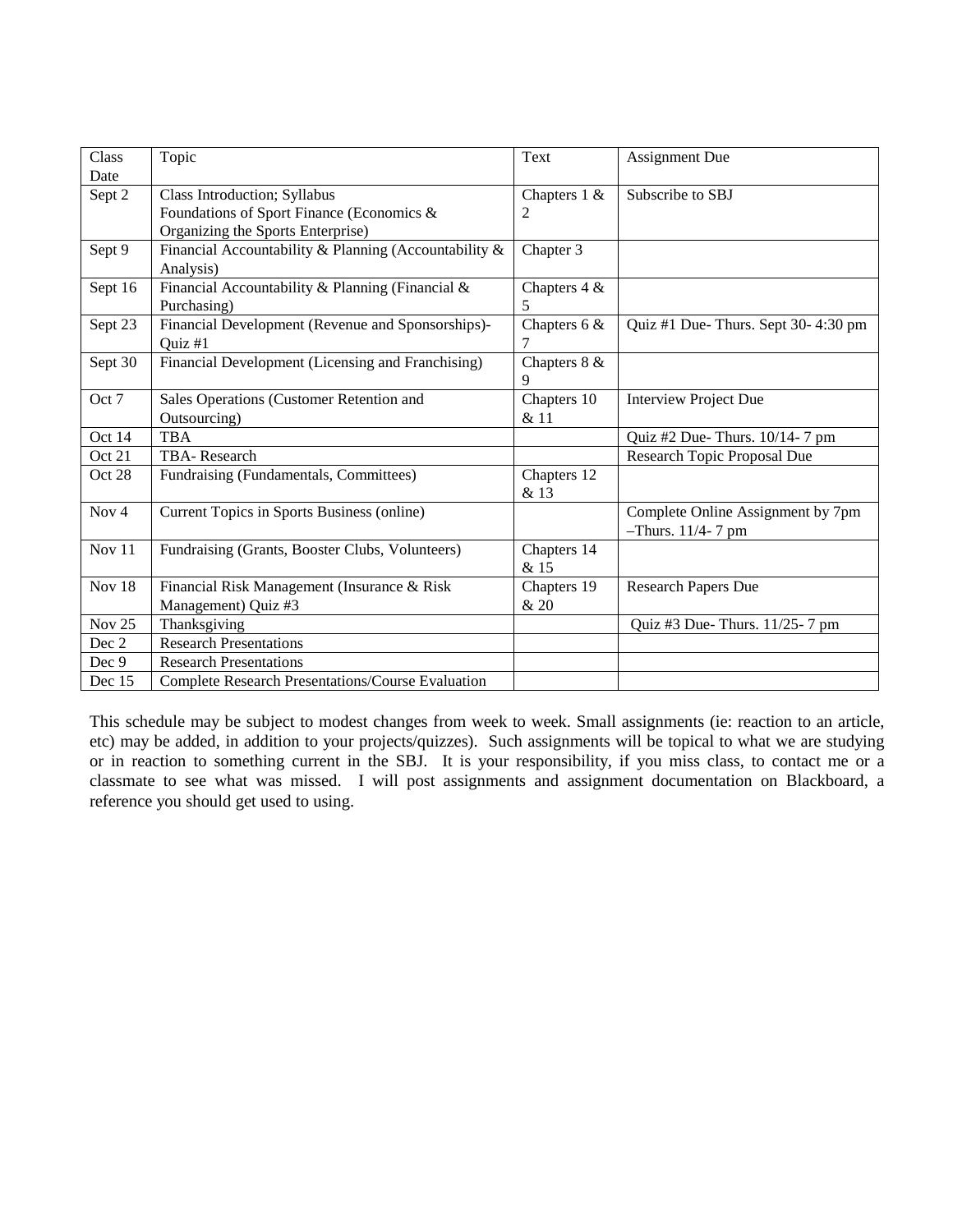| Class Date | Topic | Text | Assignment Due |
|---|---|---|---|
| Sept 2 | Class Introduction; Syllabus Foundations of Sport Finance (Economics & Organizing the Sports Enterprise) | Chapters 1 & 2 | Subscribe to SBJ |
| Sept 9 | Financial Accountability & Planning (Accountability & Analysis) | Chapter 3 | |
| Sept 16 | Financial Accountability & Planning (Financial & Purchasing) | Chapters 4 & 5 | |
| Sept 23 | Financial Development (Revenue and Sponsorships)- Quiz #1 | Chapters 6 & 7 | Quiz #1 Due- Thurs. Sept 30- 4:30 pm |
| Sept 30 | Financial Development (Licensing and Franchising) | Chapters 8 & 9 | |
| Oct 7 | Sales Operations (Customer Retention and Outsourcing) | Chapters 10 & 11 | Interview Project Due |
| Oct 14 | TBA | | Quiz #2 Due- Thurs. 10/14- 7 pm |
| Oct 21 | TBA- Research | | Research Topic Proposal Due |
| Oct 28 | Fundraising (Fundamentals, Committees) | Chapters 12 & 13 | |
| Nov 4 | Current Topics in Sports Business (online) | | Complete Online Assignment by 7pm –Thurs. 11/4- 7 pm |
| Nov 11 | Fundraising (Grants, Booster Clubs, Volunteers) | Chapters 14 & 15 | |
| Nov 18 | Financial Risk Management (Insurance & Risk Management) Quiz #3 | Chapters 19 & 20 | Research Papers Due |
| Nov 25 | Thanksgiving | | Quiz #3 Due- Thurs. 11/25- 7 pm |
| Dec 2 | Research Presentations | | |
| Dec 9 | Research Presentations | | |
| Dec 15 | Complete Research Presentations/Course Evaluation | | |

This schedule may be subject to modest changes from week to week. Small assignments (ie: reaction to an article, etc) may be added, in addition to your projects/quizzes). Such assignments will be topical to what we are studying or in reaction to something current in the SBJ. It is your responsibility, if you miss class, to contact me or a classmate to see what was missed. I will post assignments and assignment documentation on Blackboard, a reference you should get used to using.